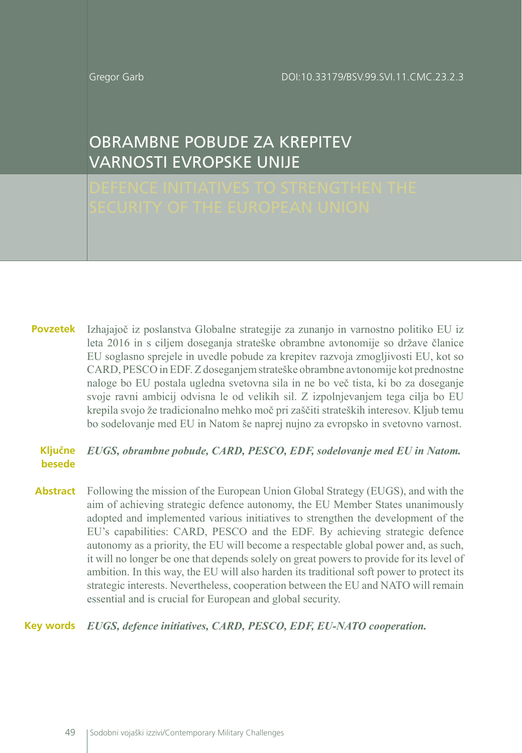Gregor Garb

DOI:10.33179/BSV.99.SVI.11.CMC.23.2.3

# OBRAMBNE POBUDE ZA KREPITEV VARNOSTI EVROPSKE UNIJE

# DEFENCE INITIATIVES TO STRENGTHEN THE SECURITY OF THE EUROPEAN UNION

**Povzetek** Izhajajoč iz poslanstva Globalne strategije za zunanjo in varnostno politiko EU iz leta 2016 in s ciljem doseganja strateške obrambne avtonomije so države članice EU soglasno sprejele in uvedle pobude za krepitev razvoja zmogljivosti EU, kot so CARD, PESCO in EDF. Z doseganjem strateške obrambne avtonomije kot prednostne naloge bo EU postala ugledna svetovna sila in ne bo več tista, ki bo za doseganje svoje ravni ambicij odvisna le od velikih sil. Z izpolnjevanjem tega cilja bo EU krepila svojo že tradicionalno mehko moč pri zaščiti strateških interesov. Kljub temu bo sodelovanje med EU in Natom še naprej nujno za evropsko in svetovno varnost.

**Ključne besede** ***EUGS, obrambne pobude, CARD, PESCO, EDF, sodelovanje med EU in Natom.***

**Abstract** Following the mission of the European Union Global Strategy (EUGS), and with the aim of achieving strategic defence autonomy, the EU Member States unanimously adopted and implemented various initiatives to strengthen the development of the EU's capabilities: CARD, PESCO and the EDF. By achieving strategic defence autonomy as a priority, the EU will become a respectable global power and, as such, it will no longer be one that depends solely on great powers to provide for its level of ambition. In this way, the EU will also harden its traditional soft power to protect its strategic interests. Nevertheless, cooperation between the EU and NATO will remain essential and is crucial for European and global security.

**Key words** ***EUGS, defence initiatives, CARD, PESCO, EDF, EU-NATO cooperation.***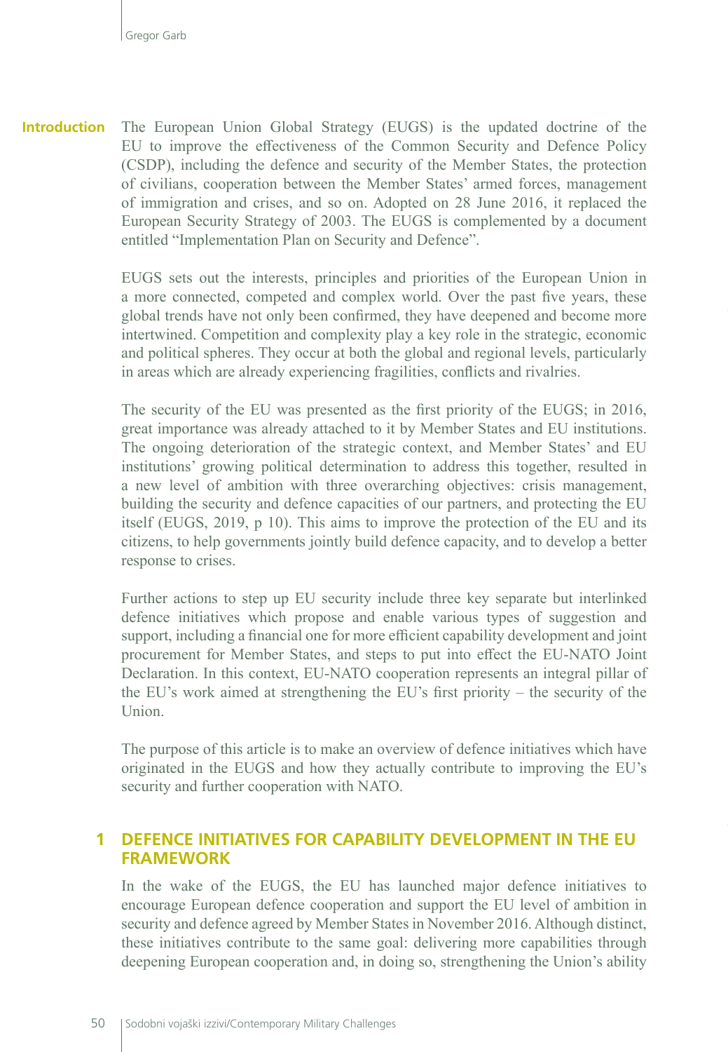## Introduction

The European Union Global Strategy (EUGS) is the updated doctrine of the EU to improve the effectiveness of the Common Security and Defence Policy (CSDP), including the defence and security of the Member States, the protection of civilians, cooperation between the Member States' armed forces, management of immigration and crises, and so on. Adopted on 28 June 2016, it replaced the European Security Strategy of 2003. The EUGS is complemented by a document entitled "Implementation Plan on Security and Defence".

EUGS sets out the interests, principles and priorities of the European Union in a more connected, competed and complex world. Over the past five years, these global trends have not only been confirmed, they have deepened and become more intertwined. Competition and complexity play a key role in the strategic, economic and political spheres. They occur at both the global and regional levels, particularly in areas which are already experiencing fragilities, conflicts and rivalries.

The security of the EU was presented as the first priority of the EUGS; in 2016, great importance was already attached to it by Member States and EU institutions. The ongoing deterioration of the strategic context, and Member States' and EU institutions' growing political determination to address this together, resulted in a new level of ambition with three overarching objectives: crisis management, building the security and defence capacities of our partners, and protecting the EU itself (EUGS, 2019, p 10). This aims to improve the protection of the EU and its citizens, to help governments jointly build defence capacity, and to develop a better response to crises.

Further actions to step up EU security include three key separate but interlinked defence initiatives which propose and enable various types of suggestion and support, including a financial one for more efficient capability development and joint procurement for Member States, and steps to put into effect the EU-NATO Joint Declaration. In this context, EU-NATO cooperation represents an integral pillar of the EU's work aimed at strengthening the EU's first priority – the security of the Union.

The purpose of this article is to make an overview of defence initiatives which have originated in the EUGS and how they actually contribute to improving the EU's security and further cooperation with NATO.

## 1 DEFENCE INITIATIVES FOR CAPABILITY DEVELOPMENT IN THE EU FRAMEWORK

In the wake of the EUGS, the EU has launched major defence initiatives to encourage European defence cooperation and support the EU level of ambition in security and defence agreed by Member States in November 2016. Although distinct, these initiatives contribute to the same goal: delivering more capabilities through deepening European cooperation and, in doing so, strengthening the Union's ability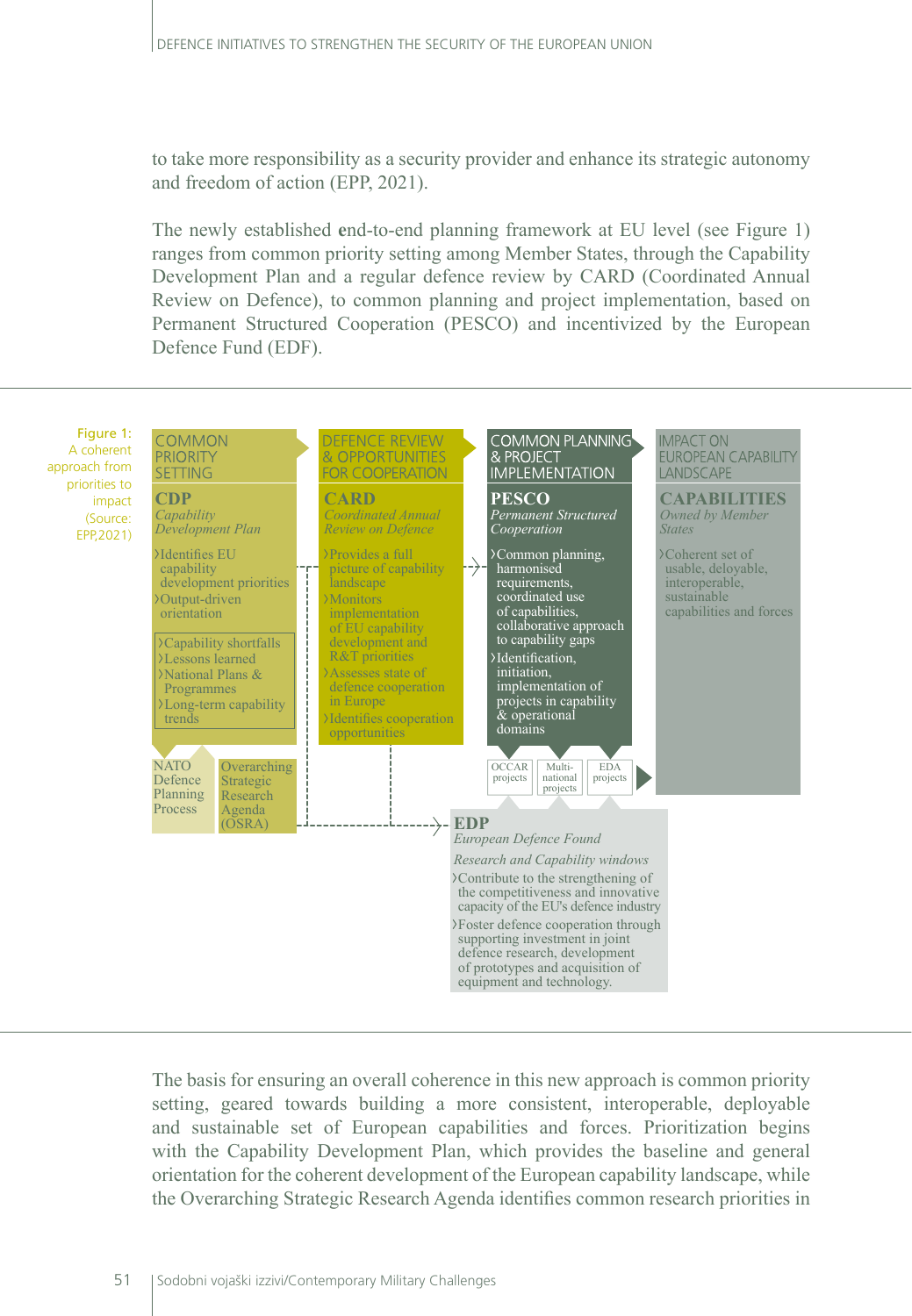to take more responsibility as a security provider and enhance its strategic autonomy and freedom of action (EPP, 2021).

The newly established end-to-end planning framework at EU level (see Figure 1) ranges from common priority setting among Member States, through the Capability Development Plan and a regular defence review by CARD (Coordinated Annual Review on Defence), to common planning and project implementation, based on Permanent Structured Cooperation (PESCO) and incentivized by the European Defence Fund (EDF).

Figure 1: A coherent approach from priorities to impact (Source: EPP,2021)

**COMMON PRIORITY SETTING**

**CDP**
*Capability Development Plan*

- Identifies EU capability development priorities
- Output-driven orientation

- Capability shortfalls
- Lessons learned
- National Plans & Programmes
- Long-term capability trends

NATO Defence Planning Process

Overarching Strategic Research Agenda (OSRA)

**DEFENCE REVIEW & OPPORTUNITIES FOR COOPERATION**

**CARD**
*Coordinated Annual Review on Defence*

- Provides a full picture of capability landscape
- Monitors implementation of EU capability development and R&T priorities
- Assesses state of defence cooperation in Europe
- Identifies cooperation opportunities

**COMMON PLANNING & PROJECT IMPLEMENTATION**

**PESCO**
*Permanent Structured Cooperation*

- Common planning, harmonised requirements, coordinated use of capabilities, collaborative approach to capability gaps
- Identification, initiation, implementation of projects in capability & operational domains

OCCAR projects | Multi-national projects | EDA projects

**EDP**
*European Defence Found*
*Research and Capability windows*

- Contribute to the strengthening of the competitiveness and innovative capacity of the EU's defence industry
- Foster defence cooperation through supporting investment in joint defence research, development of prototypes and acquisition of equipment and technology.

**IMPACT ON EUROPEAN CAPABILITY LANDSCAPE**

**CAPABILITIES**
*Owned by Member States*

- Coherent set of usable, deloyable, interoperable, sustainable capabilities and forces

The basis for ensuring an overall coherence in this new approach is common priority setting, geared towards building a more consistent, interoperable, deployable and sustainable set of European capabilities and forces. Prioritization begins with the Capability Development Plan, which provides the baseline and general orientation for the coherent development of the European capability landscape, while the Overarching Strategic Research Agenda identifies common research priorities in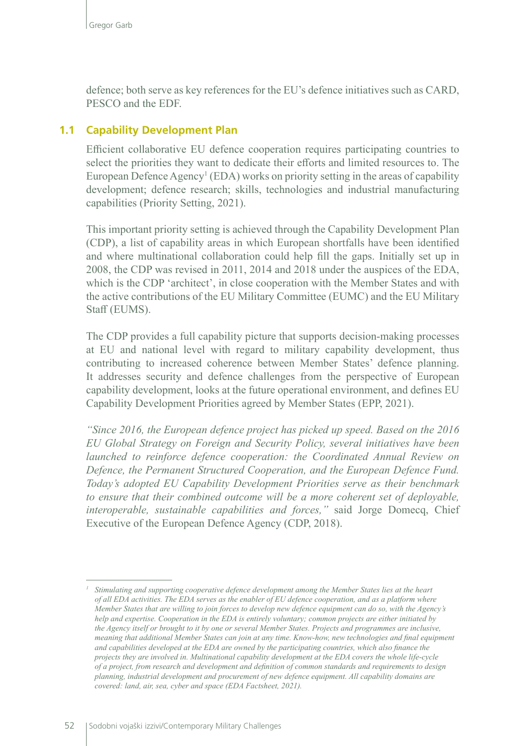defence; both serve as key references for the EU's defence initiatives such as CARD, PESCO and the EDF.

## 1.1 Capability Development Plan

Efficient collaborative EU defence cooperation requires participating countries to select the priorities they want to dedicate their efforts and limited resources to. The European Defence Agency[1] (EDA) works on priority setting in the areas of capability development; defence research; skills, technologies and industrial manufacturing capabilities (Priority Setting, 2021).

This important priority setting is achieved through the Capability Development Plan (CDP), a list of capability areas in which European shortfalls have been identified and where multinational collaboration could help fill the gaps. Initially set up in 2008, the CDP was revised in 2011, 2014 and 2018 under the auspices of the EDA, which is the CDP 'architect', in close cooperation with the Member States and with the active contributions of the EU Military Committee (EUMC) and the EU Military Staff (EUMS).

The CDP provides a full capability picture that supports decision-making processes at EU and national level with regard to military capability development, thus contributing to increased coherence between Member States' defence planning. It addresses security and defence challenges from the perspective of European capability development, looks at the future operational environment, and defines EU Capability Development Priorities agreed by Member States (EPP, 2021).

*"Since 2016, the European defence project has picked up speed. Based on the 2016 EU Global Strategy on Foreign and Security Policy, several initiatives have been launched to reinforce defence cooperation: the Coordinated Annual Review on Defence, the Permanent Structured Cooperation, and the European Defence Fund. Today's adopted EU Capability Development Priorities serve as their benchmark to ensure that their combined outcome will be a more coherent set of deployable, interoperable, sustainable capabilities and forces,"* said Jorge Domecq, Chief Executive of the European Defence Agency (CDP, 2018).

---

[1] *Stimulating and supporting cooperative defence development among the Member States lies at the heart of all EDA activities. The EDA serves as the enabler of EU defence cooperation, and as a platform where Member States that are willing to join forces to develop new defence equipment can do so, with the Agency's help and expertise. Cooperation in the EDA is entirely voluntary; common projects are either initiated by the Agency itself or brought to it by one or several Member States. Projects and programmes are inclusive, meaning that additional Member States can join at any time. Know-how, new technologies and final equipment and capabilities developed at the EDA are owned by the participating countries, which also finance the projects they are involved in. Multinational capability development at the EDA covers the whole life-cycle of a project, from research and development and definition of common standards and requirements to design planning, industrial development and procurement of new defence equipment. All capability domains are covered: land, air, sea, cyber and space (EDA Factsheet, 2021).*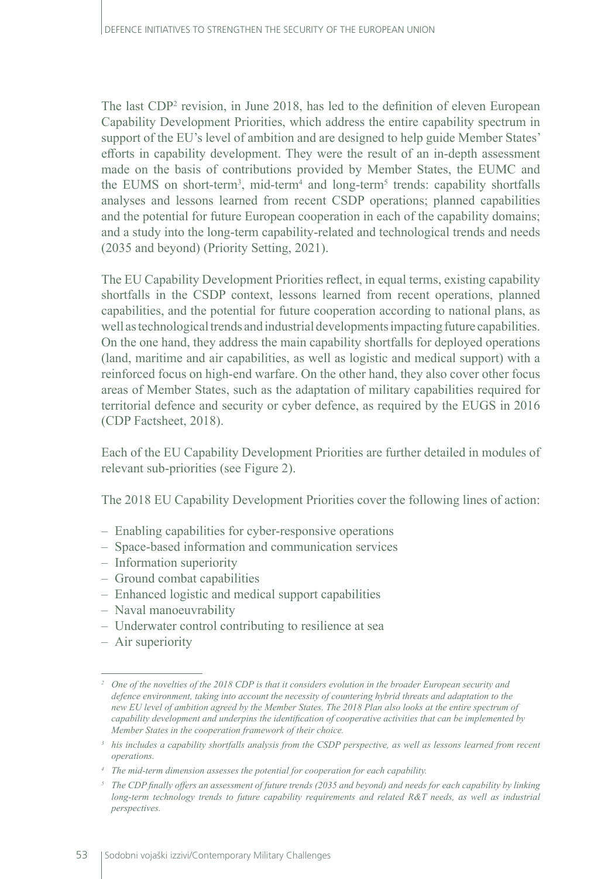The last CDP[2] revision, in June 2018, has led to the definition of eleven European Capability Development Priorities, which address the entire capability spectrum in support of the EU's level of ambition and are designed to help guide Member States' efforts in capability development. They were the result of an in-depth assessment made on the basis of contributions provided by Member States, the EUMC and the EUMS on short-term[3], mid-term[4] and long-term[5] trends: capability shortfalls analyses and lessons learned from recent CSDP operations; planned capabilities and the potential for future European cooperation in each of the capability domains; and a study into the long-term capability-related and technological trends and needs (2035 and beyond) (Priority Setting, 2021).

The EU Capability Development Priorities reflect, in equal terms, existing capability shortfalls in the CSDP context, lessons learned from recent operations, planned capabilities, and the potential for future cooperation according to national plans, as well as technological trends and industrial developments impacting future capabilities. On the one hand, they address the main capability shortfalls for deployed operations (land, maritime and air capabilities, as well as logistic and medical support) with a reinforced focus on high-end warfare. On the other hand, they also cover other focus areas of Member States, such as the adaptation of military capabilities required for territorial defence and security or cyber defence, as required by the EUGS in 2016 (CDP Factsheet, 2018).

Each of the EU Capability Development Priorities are further detailed in modules of relevant sub-priorities (see Figure 2).

The 2018 EU Capability Development Priorities cover the following lines of action:

- Enabling capabilities for cyber-responsive operations
- Space-based information and communication services
- Information superiority
- Ground combat capabilities
- Enhanced logistic and medical support capabilities
- Naval manoeuvrability
- Underwater control contributing to resilience at sea
- Air superiority

---

[2] *One of the novelties of the 2018 CDP is that it considers evolution in the broader European security and defence environment, taking into account the necessity of countering hybrid threats and adaptation to the new EU level of ambition agreed by the Member States. The 2018 Plan also looks at the entire spectrum of capability development and underpins the identification of cooperative activities that can be implemented by Member States in the cooperation framework of their choice.*

[3] *his includes a capability shortfalls analysis from the CSDP perspective, as well as lessons learned from recent operations.*

[4] *The mid-term dimension assesses the potential for cooperation for each capability.*

[5] *The CDP finally offers an assessment of future trends (2035 and beyond) and needs for each capability by linking long-term technology trends to future capability requirements and related R&T needs, as well as industrial perspectives.*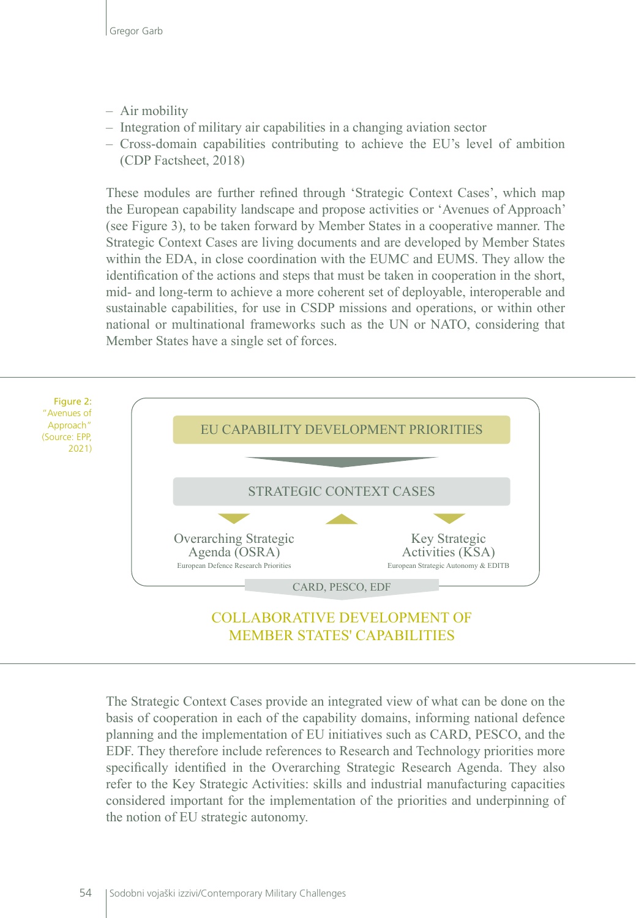– Air mobility
– Integration of military air capabilities in a changing aviation sector
– Cross-domain capabilities contributing to achieve the EU's level of ambition (CDP Factsheet, 2018)

These modules are further refined through 'Strategic Context Cases', which map the European capability landscape and propose activities or 'Avenues of Approach' (see Figure 3), to be taken forward by Member States in a cooperative manner. The Strategic Context Cases are living documents and are developed by Member States within the EDA, in close coordination with the EUMC and EUMS. They allow the identification of the actions and steps that must be taken in cooperation in the short, mid- and long-term to achieve a more coherent set of deployable, interoperable and sustainable capabilities, for use in CSDP missions and operations, or within other national or multinational frameworks such as the UN or NATO, considering that Member States have a single set of forces.

Figure 2: "Avenues of Approach" (Source: EPP, 2021)

EU CAPABILITY DEVELOPMENT PRIORITIES

STRATEGIC CONTEXT CASES

Overarching Strategic Agenda (OSRA)
European Defence Research Priorities

Key Strategic Activities (KSA)
European Strategic Autonomy & EDITB

CARD, PESCO, EDF

COLLABORATIVE DEVELOPMENT OF MEMBER STATES' CAPABILITIES

The Strategic Context Cases provide an integrated view of what can be done on the basis of cooperation in each of the capability domains, informing national defence planning and the implementation of EU initiatives such as CARD, PESCO, and the EDF. They therefore include references to Research and Technology priorities more specifically identified in the Overarching Strategic Research Agenda. They also refer to the Key Strategic Activities: skills and industrial manufacturing capacities considered important for the implementation of the priorities and underpinning of the notion of EU strategic autonomy.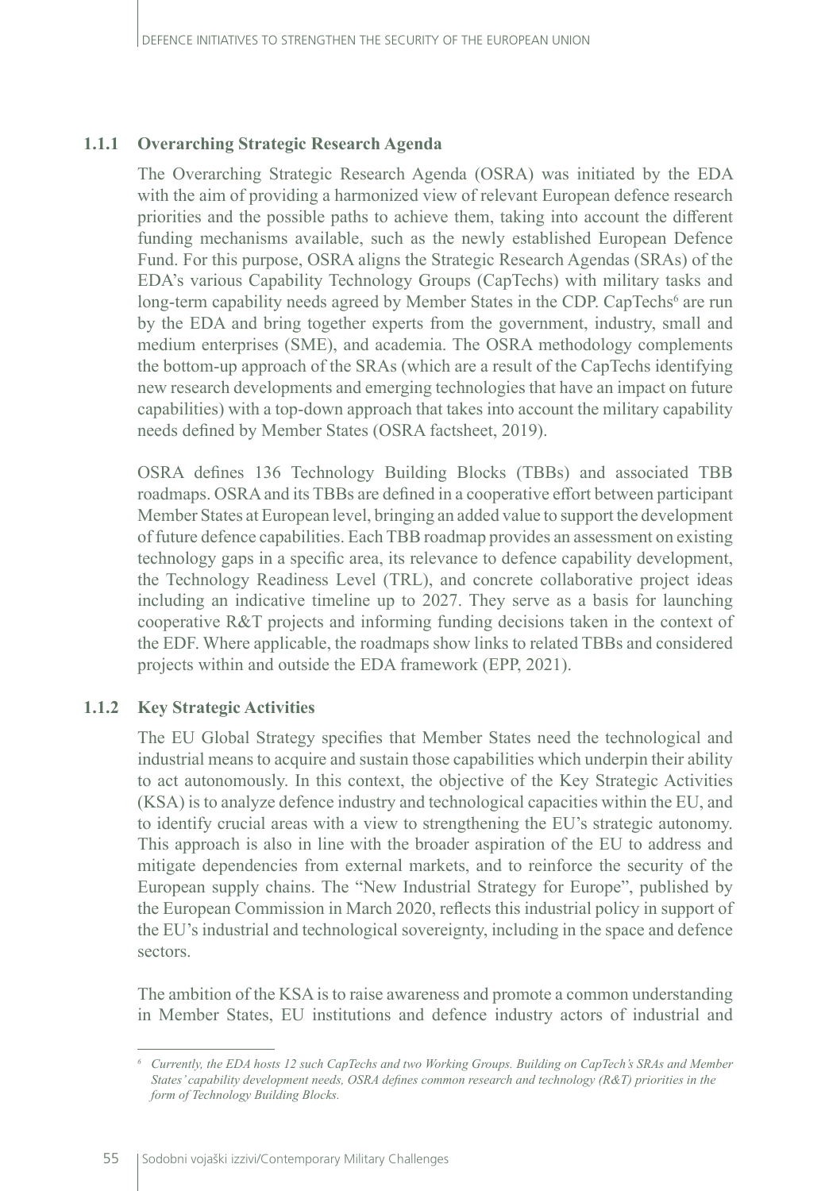### 1.1.1 Overarching Strategic Research Agenda

The Overarching Strategic Research Agenda (OSRA) was initiated by the EDA with the aim of providing a harmonized view of relevant European defence research priorities and the possible paths to achieve them, taking into account the different funding mechanisms available, such as the newly established European Defence Fund. For this purpose, OSRA aligns the Strategic Research Agendas (SRAs) of the EDA's various Capability Technology Groups (CapTechs) with military tasks and long-term capability needs agreed by Member States in the CDP. CapTechs[6] are run by the EDA and bring together experts from the government, industry, small and medium enterprises (SME), and academia. The OSRA methodology complements the bottom-up approach of the SRAs (which are a result of the CapTechs identifying new research developments and emerging technologies that have an impact on future capabilities) with a top-down approach that takes into account the military capability needs defined by Member States (OSRA factsheet, 2019).

OSRA defines 136 Technology Building Blocks (TBBs) and associated TBB roadmaps. OSRA and its TBBs are defined in a cooperative effort between participant Member States at European level, bringing an added value to support the development of future defence capabilities. Each TBB roadmap provides an assessment on existing technology gaps in a specific area, its relevance to defence capability development, the Technology Readiness Level (TRL), and concrete collaborative project ideas including an indicative timeline up to 2027. They serve as a basis for launching cooperative R&T projects and informing funding decisions taken in the context of the EDF. Where applicable, the roadmaps show links to related TBBs and considered projects within and outside the EDA framework (EPP, 2021).

### 1.1.2 Key Strategic Activities

The EU Global Strategy specifies that Member States need the technological and industrial means to acquire and sustain those capabilities which underpin their ability to act autonomously. In this context, the objective of the Key Strategic Activities (KSA) is to analyze defence industry and technological capacities within the EU, and to identify crucial areas with a view to strengthening the EU's strategic autonomy. This approach is also in line with the broader aspiration of the EU to address and mitigate dependencies from external markets, and to reinforce the security of the European supply chains. The "New Industrial Strategy for Europe", published by the European Commission in March 2020, reflects this industrial policy in support of the EU's industrial and technological sovereignty, including in the space and defence sectors.

The ambition of the KSA is to raise awareness and promote a common understanding in Member States, EU institutions and defence industry actors of industrial and

[6] *Currently, the EDA hosts 12 such CapTechs and two Working Groups. Building on CapTech's SRAs and Member States' capability development needs, OSRA defines common research and technology (R&T) priorities in the form of Technology Building Blocks.*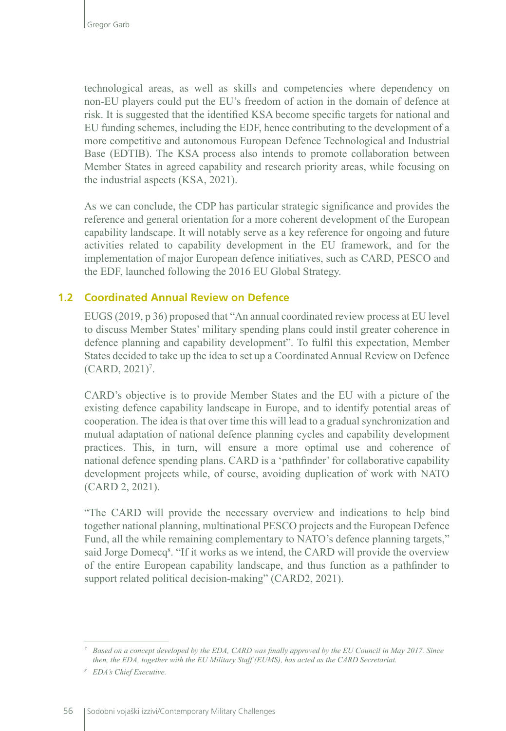technological areas, as well as skills and competencies where dependency on non-EU players could put the EU's freedom of action in the domain of defence at risk. It is suggested that the identified KSA become specific targets for national and EU funding schemes, including the EDF, hence contributing to the development of a more competitive and autonomous European Defence Technological and Industrial Base (EDTIB). The KSA process also intends to promote collaboration between Member States in agreed capability and research priority areas, while focusing on the industrial aspects (KSA, 2021).

As we can conclude, the CDP has particular strategic significance and provides the reference and general orientation for a more coherent development of the European capability landscape. It will notably serve as a key reference for ongoing and future activities related to capability development in the EU framework, and for the implementation of major European defence initiatives, such as CARD, PESCO and the EDF, launched following the 2016 EU Global Strategy.

## 1.2 Coordinated Annual Review on Defence

EUGS (2019, p 36) proposed that "An annual coordinated review process at EU level to discuss Member States' military spending plans could instil greater coherence in defence planning and capability development". To fulfil this expectation, Member States decided to take up the idea to set up a Coordinated Annual Review on Defence (CARD, 2021)[7].

CARD's objective is to provide Member States and the EU with a picture of the existing defence capability landscape in Europe, and to identify potential areas of cooperation. The idea is that over time this will lead to a gradual synchronization and mutual adaptation of national defence planning cycles and capability development practices. This, in turn, will ensure a more optimal use and coherence of national defence spending plans. CARD is a 'pathfinder' for collaborative capability development projects while, of course, avoiding duplication of work with NATO (CARD 2, 2021).

"The CARD will provide the necessary overview and indications to help bind together national planning, multinational PESCO projects and the European Defence Fund, all the while remaining complementary to NATO's defence planning targets," said Jorge Domecq[8]. "If it works as we intend, the CARD will provide the overview of the entire European capability landscape, and thus function as a pathfinder to support related political decision-making" (CARD2, 2021).

---

[7] *Based on a concept developed by the EDA, CARD was finally approved by the EU Council in May 2017. Since then, the EDA, together with the EU Military Staff (EUMS), has acted as the CARD Secretariat.*

[8] *EDA's Chief Executive.*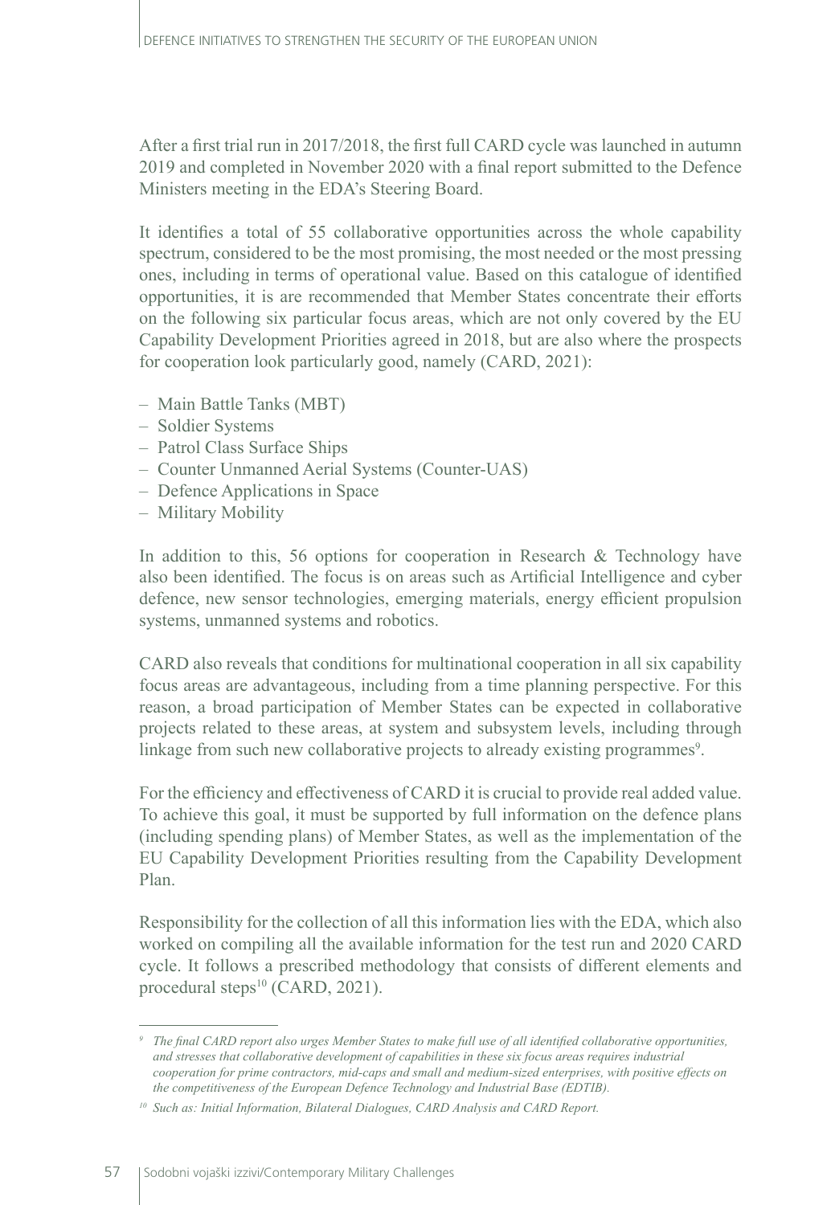After a first trial run in 2017/2018, the first full CARD cycle was launched in autumn 2019 and completed in November 2020 with a final report submitted to the Defence Ministers meeting in the EDA's Steering Board.

It identifies a total of 55 collaborative opportunities across the whole capability spectrum, considered to be the most promising, the most needed or the most pressing ones, including in terms of operational value. Based on this catalogue of identified opportunities, it is are recommended that Member States concentrate their efforts on the following six particular focus areas, which are not only covered by the EU Capability Development Priorities agreed in 2018, but are also where the prospects for cooperation look particularly good, namely (CARD, 2021):

– Main Battle Tanks (MBT)
– Soldier Systems
– Patrol Class Surface Ships
– Counter Unmanned Aerial Systems (Counter-UAS)
– Defence Applications in Space
– Military Mobility

In addition to this, 56 options for cooperation in Research & Technology have also been identified. The focus is on areas such as Artificial Intelligence and cyber defence, new sensor technologies, emerging materials, energy efficient propulsion systems, unmanned systems and robotics.

CARD also reveals that conditions for multinational cooperation in all six capability focus areas are advantageous, including from a time planning perspective. For this reason, a broad participation of Member States can be expected in collaborative projects related to these areas, at system and subsystem levels, including through linkage from such new collaborative projects to already existing programmes[9].

For the efficiency and effectiveness of CARD it is crucial to provide real added value. To achieve this goal, it must be supported by full information on the defence plans (including spending plans) of Member States, as well as the implementation of the EU Capability Development Priorities resulting from the Capability Development Plan.

Responsibility for the collection of all this information lies with the EDA, which also worked on compiling all the available information for the test run and 2020 CARD cycle. It follows a prescribed methodology that consists of different elements and procedural steps[10] (CARD, 2021).

---

[9] *The final CARD report also urges Member States to make full use of all identified collaborative opportunities, and stresses that collaborative development of capabilities in these six focus areas requires industrial cooperation for prime contractors, mid-caps and small and medium-sized enterprises, with positive effects on the competitiveness of the European Defence Technology and Industrial Base (EDTIB).*

[10] *Such as: Initial Information, Bilateral Dialogues, CARD Analysis and CARD Report.*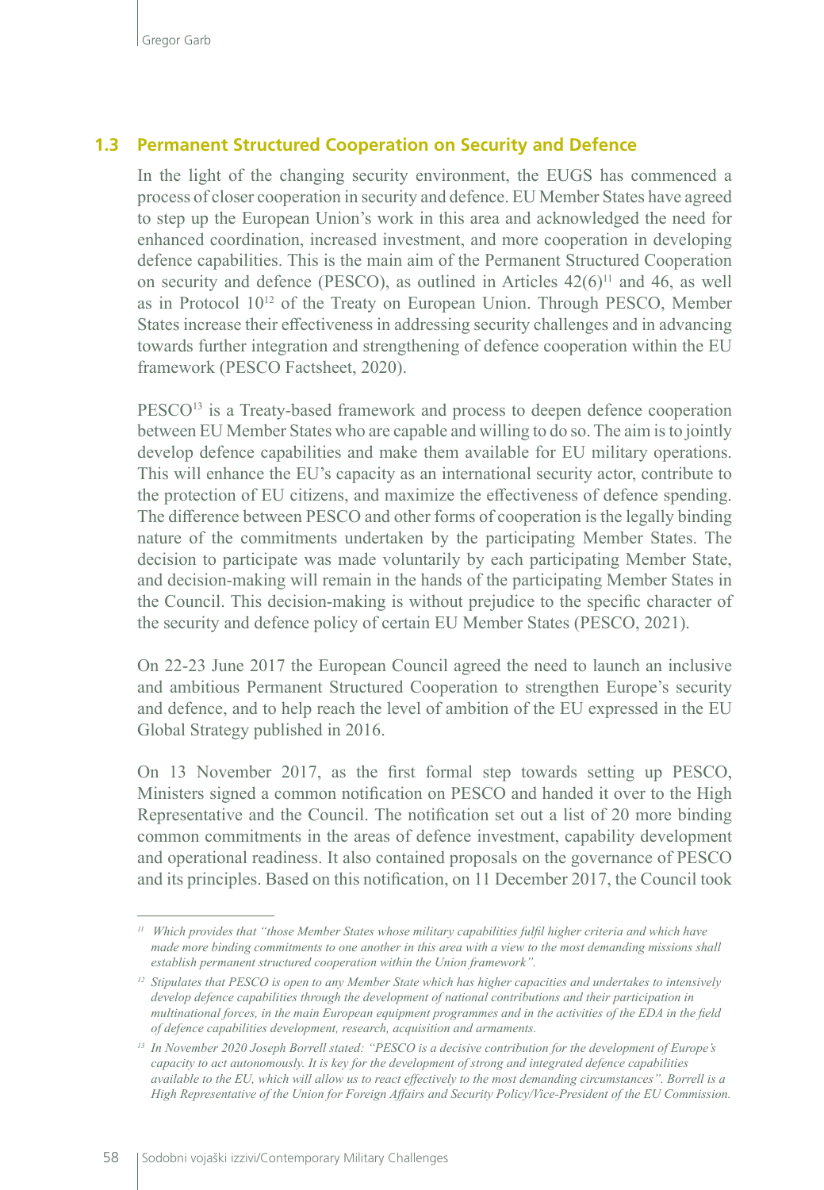### 1.3 Permanent Structured Cooperation on Security and Defence

In the light of the changing security environment, the EUGS has commenced a process of closer cooperation in security and defence. EU Member States have agreed to step up the European Union's work in this area and acknowledged the need for enhanced coordination, increased investment, and more cooperation in developing defence capabilities. This is the main aim of the Permanent Structured Cooperation on security and defence (PESCO), as outlined in Articles 42(6)[11] and 46, as well as in Protocol 10[12] of the Treaty on European Union. Through PESCO, Member States increase their effectiveness in addressing security challenges and in advancing towards further integration and strengthening of defence cooperation within the EU framework (PESCO Factsheet, 2020).

PESCO[13] is a Treaty-based framework and process to deepen defence cooperation between EU Member States who are capable and willing to do so. The aim is to jointly develop defence capabilities and make them available for EU military operations. This will enhance the EU's capacity as an international security actor, contribute to the protection of EU citizens, and maximize the effectiveness of defence spending. The difference between PESCO and other forms of cooperation is the legally binding nature of the commitments undertaken by the participating Member States. The decision to participate was made voluntarily by each participating Member State, and decision-making will remain in the hands of the participating Member States in the Council. This decision-making is without prejudice to the specific character of the security and defence policy of certain EU Member States (PESCO, 2021).

On 22-23 June 2017 the European Council agreed the need to launch an inclusive and ambitious Permanent Structured Cooperation to strengthen Europe's security and defence, and to help reach the level of ambition of the EU expressed in the EU Global Strategy published in 2016.

On 13 November 2017, as the first formal step towards setting up PESCO, Ministers signed a common notification on PESCO and handed it over to the High Representative and the Council. The notification set out a list of 20 more binding common commitments in the areas of defence investment, capability development and operational readiness. It also contained proposals on the governance of PESCO and its principles. Based on this notification, on 11 December 2017, the Council took

---

[11] *Which provides that "those Member States whose military capabilities fulfil higher criteria and which have made more binding commitments to one another in this area with a view to the most demanding missions shall establish permanent structured cooperation within the Union framework".*

[12] *Stipulates that PESCO is open to any Member State which has higher capacities and undertakes to intensively develop defence capabilities through the development of national contributions and their participation in multinational forces, in the main European equipment programmes and in the activities of the EDA in the field of defence capabilities development, research, acquisition and armaments.*

[13] *In November 2020 Joseph Borrell stated: "PESCO is a decisive contribution for the development of Europe's capacity to act autonomously. It is key for the development of strong and integrated defence capabilities available to the EU, which will allow us to react effectively to the most demanding circumstances". Borrell is a High Representative of the Union for Foreign Affairs and Security Policy/Vice-President of the EU Commission.*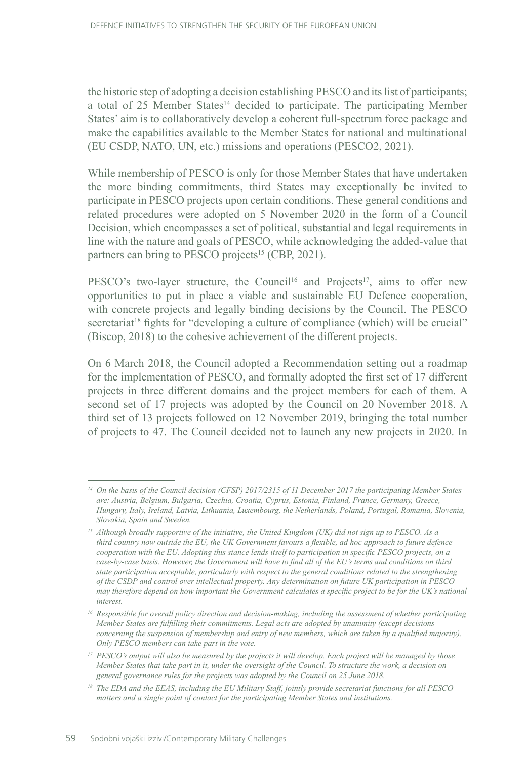the historic step of adopting a decision establishing PESCO and its list of participants; a total of 25 Member States[14] decided to participate. The participating Member States' aim is to collaboratively develop a coherent full-spectrum force package and make the capabilities available to the Member States for national and multinational (EU CSDP, NATO, UN, etc.) missions and operations (PESCO2, 2021).

While membership of PESCO is only for those Member States that have undertaken the more binding commitments, third States may exceptionally be invited to participate in PESCO projects upon certain conditions. These general conditions and related procedures were adopted on 5 November 2020 in the form of a Council Decision, which encompasses a set of political, substantial and legal requirements in line with the nature and goals of PESCO, while acknowledging the added-value that partners can bring to PESCO projects[15] (CBP, 2021).

PESCO's two-layer structure, the Council[16] and Projects[17], aims to offer new opportunities to put in place a viable and sustainable EU Defence cooperation, with concrete projects and legally binding decisions by the Council. The PESCO secretariat[18] fights for "developing a culture of compliance (which) will be crucial" (Biscop, 2018) to the cohesive achievement of the different projects.

On 6 March 2018, the Council adopted a Recommendation setting out a roadmap for the implementation of PESCO, and formally adopted the first set of 17 different projects in three different domains and the project members for each of them. A second set of 17 projects was adopted by the Council on 20 November 2018. A third set of 13 projects followed on 12 November 2019, bringing the total number of projects to 47. The Council decided not to launch any new projects in 2020. In

---

*[14] On the basis of the Council decision (CFSP) 2017/2315 of 11 December 2017 the participating Member States are: Austria, Belgium, Bulgaria, Czechia, Croatia, Cyprus, Estonia, Finland, France, Germany, Greece, Hungary, Italy, Ireland, Latvia, Lithuania, Luxembourg, the Netherlands, Poland, Portugal, Romania, Slovenia, Slovakia, Spain and Sweden.*

*[15] Although broadly supportive of the initiative, the United Kingdom (UK) did not sign up to PESCO. As a third country now outside the EU, the UK Government favours a flexible, ad hoc approach to future defence cooperation with the EU. Adopting this stance lends itself to participation in specific PESCO projects, on a case-by-case basis. However, the Government will have to find all of the EU's terms and conditions on third state participation acceptable, particularly with respect to the general conditions related to the strengthening of the CSDP and control over intellectual property. Any determination on future UK participation in PESCO may therefore depend on how important the Government calculates a specific project to be for the UK's national interest.*

*[16] Responsible for overall policy direction and decision-making, including the assessment of whether participating Member States are fulfilling their commitments. Legal acts are adopted by unanimity (except decisions concerning the suspension of membership and entry of new members, which are taken by a qualified majority). Only PESCO members can take part in the vote.*

*[17] PESCO's output will also be measured by the projects it will develop. Each project will be managed by those Member States that take part in it, under the oversight of the Council. To structure the work, a decision on general governance rules for the projects was adopted by the Council on 25 June 2018.*

*[18] The EDA and the EEAS, including the EU Military Staff, jointly provide secretariat functions for all PESCO matters and a single point of contact for the participating Member States and institutions.*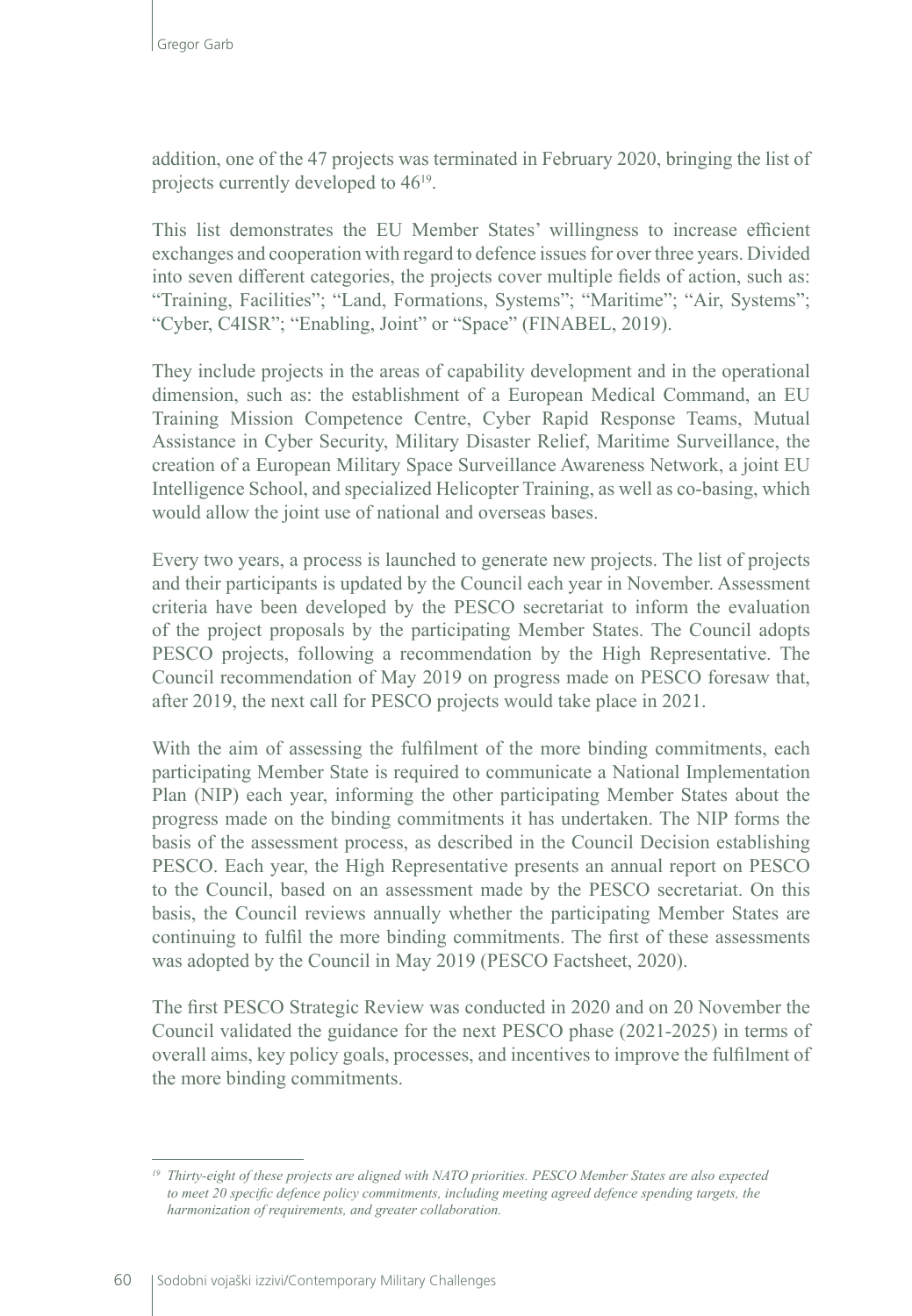addition, one of the 47 projects was terminated in February 2020, bringing the list of projects currently developed to 46[19].

This list demonstrates the EU Member States' willingness to increase efficient exchanges and cooperation with regard to defence issues for over three years. Divided into seven different categories, the projects cover multiple fields of action, such as: "Training, Facilities"; "Land, Formations, Systems"; "Maritime"; "Air, Systems"; "Cyber, C4ISR"; "Enabling, Joint" or "Space" (FINABEL, 2019).

They include projects in the areas of capability development and in the operational dimension, such as: the establishment of a European Medical Command, an EU Training Mission Competence Centre, Cyber Rapid Response Teams, Mutual Assistance in Cyber Security, Military Disaster Relief, Maritime Surveillance, the creation of a European Military Space Surveillance Awareness Network, a joint EU Intelligence School, and specialized Helicopter Training, as well as co-basing, which would allow the joint use of national and overseas bases.

Every two years, a process is launched to generate new projects. The list of projects and their participants is updated by the Council each year in November. Assessment criteria have been developed by the PESCO secretariat to inform the evaluation of the project proposals by the participating Member States. The Council adopts PESCO projects, following a recommendation by the High Representative. The Council recommendation of May 2019 on progress made on PESCO foresaw that, after 2019, the next call for PESCO projects would take place in 2021.

With the aim of assessing the fulfilment of the more binding commitments, each participating Member State is required to communicate a National Implementation Plan (NIP) each year, informing the other participating Member States about the progress made on the binding commitments it has undertaken. The NIP forms the basis of the assessment process, as described in the Council Decision establishing PESCO. Each year, the High Representative presents an annual report on PESCO to the Council, based on an assessment made by the PESCO secretariat. On this basis, the Council reviews annually whether the participating Member States are continuing to fulfil the more binding commitments. The first of these assessments was adopted by the Council in May 2019 (PESCO Factsheet, 2020).

The first PESCO Strategic Review was conducted in 2020 and on 20 November the Council validated the guidance for the next PESCO phase (2021-2025) in terms of overall aims, key policy goals, processes, and incentives to improve the fulfilment of the more binding commitments.

---

[19] *Thirty-eight of these projects are aligned with NATO priorities. PESCO Member States are also expected to meet 20 specific defence policy commitments, including meeting agreed defence spending targets, the harmonization of requirements, and greater collaboration.*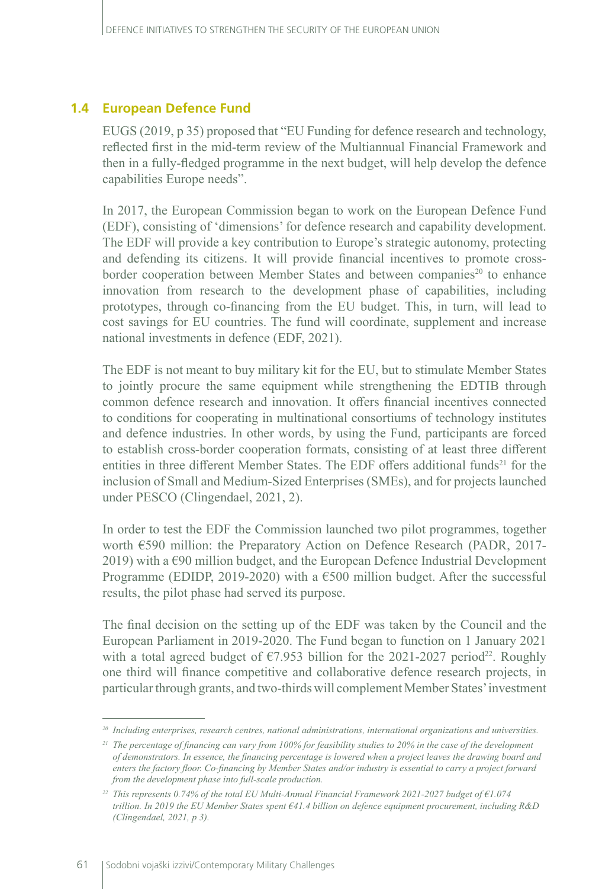## 1.4 European Defence Fund

EUGS (2019, p 35) proposed that "EU Funding for defence research and technology, reflected first in the mid-term review of the Multiannual Financial Framework and then in a fully-fledged programme in the next budget, will help develop the defence capabilities Europe needs".

In 2017, the European Commission began to work on the European Defence Fund (EDF), consisting of 'dimensions' for defence research and capability development. The EDF will provide a key contribution to Europe's strategic autonomy, protecting and defending its citizens. It will provide financial incentives to promote cross-border cooperation between Member States and between companies[20] to enhance innovation from research to the development phase of capabilities, including prototypes, through co-financing from the EU budget. This, in turn, will lead to cost savings for EU countries. The fund will coordinate, supplement and increase national investments in defence (EDF, 2021).

The EDF is not meant to buy military kit for the EU, but to stimulate Member States to jointly procure the same equipment while strengthening the EDTIB through common defence research and innovation. It offers financial incentives connected to conditions for cooperating in multinational consortiums of technology institutes and defence industries. In other words, by using the Fund, participants are forced to establish cross-border cooperation formats, consisting of at least three different entities in three different Member States. The EDF offers additional funds[21] for the inclusion of Small and Medium-Sized Enterprises (SMEs), and for projects launched under PESCO (Clingendael, 2021, 2).

In order to test the EDF the Commission launched two pilot programmes, together worth €590 million: the Preparatory Action on Defence Research (PADR, 2017-2019) with a €90 million budget, and the European Defence Industrial Development Programme (EDIDP, 2019-2020) with a €500 million budget. After the successful results, the pilot phase had served its purpose.

The final decision on the setting up of the EDF was taken by the Council and the European Parliament in 2019-2020. The Fund began to function on 1 January 2021 with a total agreed budget of €7.953 billion for the 2021-2027 period[22]. Roughly one third will finance competitive and collaborative defence research projects, in particular through grants, and two-thirds will complement Member States' investment

---

[20] *Including enterprises, research centres, national administrations, international organizations and universities.*

[21] *The percentage of financing can vary from 100% for feasibility studies to 20% in the case of the development of demonstrators. In essence, the financing percentage is lowered when a project leaves the drawing board and enters the factory floor. Co-financing by Member States and/or industry is essential to carry a project forward from the development phase into full-scale production.*

[22] *This represents 0.74% of the total EU Multi-Annual Financial Framework 2021-2027 budget of €1.074 trillion. In 2019 the EU Member States spent €41.4 billion on defence equipment procurement, including R&D (Clingendael, 2021, p 3).*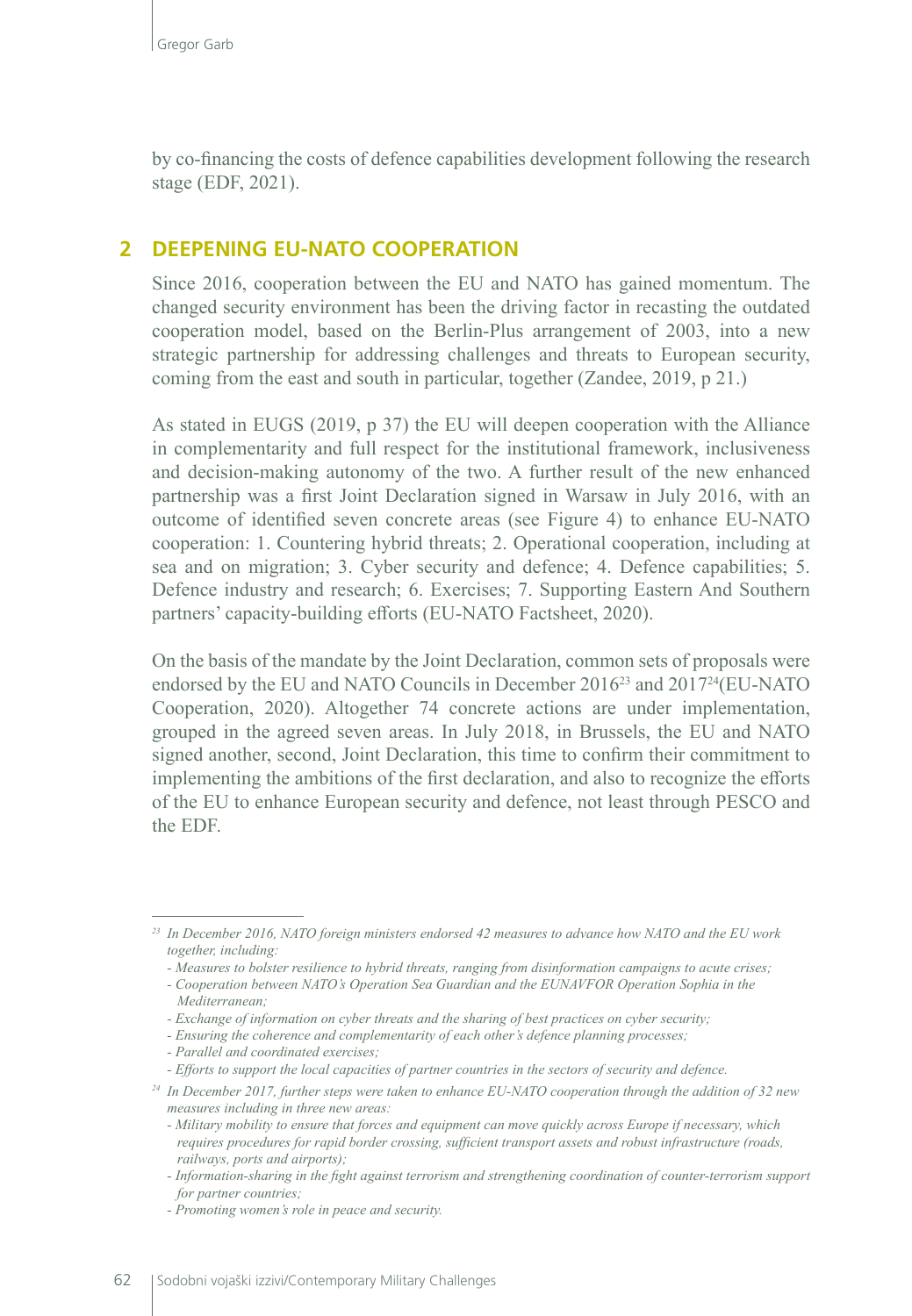by co-financing the costs of defence capabilities development following the research stage (EDF, 2021).

## 2 DEEPENING EU-NATO COOPERATION

Since 2016, cooperation between the EU and NATO has gained momentum. The changed security environment has been the driving factor in recasting the outdated cooperation model, based on the Berlin-Plus arrangement of 2003, into a new strategic partnership for addressing challenges and threats to European security, coming from the east and south in particular, together (Zandee, 2019, p 21.)

As stated in EUGS (2019, p 37) the EU will deepen cooperation with the Alliance in complementarity and full respect for the institutional framework, inclusiveness and decision-making autonomy of the two. A further result of the new enhanced partnership was a first Joint Declaration signed in Warsaw in July 2016, with an outcome of identified seven concrete areas (see Figure 4) to enhance EU-NATO cooperation: 1. Countering hybrid threats; 2. Operational cooperation, including at sea and on migration; 3. Cyber security and defence; 4. Defence capabilities; 5. Defence industry and research; 6. Exercises; 7. Supporting Eastern And Southern partners' capacity-building efforts (EU-NATO Factsheet, 2020).

On the basis of the mandate by the Joint Declaration, common sets of proposals were endorsed by the EU and NATO Councils in December 2016[23] and 2017[24](EU-NATO Cooperation, 2020). Altogether 74 concrete actions are under implementation, grouped in the agreed seven areas. In July 2018, in Brussels, the EU and NATO signed another, second, Joint Declaration, this time to confirm their commitment to implementing the ambitions of the first declaration, and also to recognize the efforts of the EU to enhance European security and defence, not least through PESCO and the EDF.

---

[23] *In December 2016, NATO foreign ministers endorsed 42 measures to advance how NATO and the EU work together, including:*
- *Measures to bolster resilience to hybrid threats, ranging from disinformation campaigns to acute crises;*
- *Cooperation between NATO's Operation Sea Guardian and the EUNAVFOR Operation Sophia in the Mediterranean;*
- *Exchange of information on cyber threats and the sharing of best practices on cyber security;*
- *Ensuring the coherence and complementarity of each other's defence planning processes;*
- *Parallel and coordinated exercises;*
- *Efforts to support the local capacities of partner countries in the sectors of security and defence.*

[24] *In December 2017, further steps were taken to enhance EU-NATO cooperation through the addition of 32 new measures including in three new areas:*
- *Military mobility to ensure that forces and equipment can move quickly across Europe if necessary, which requires procedures for rapid border crossing, sufficient transport assets and robust infrastructure (roads, railways, ports and airports);*
- *Information-sharing in the fight against terrorism and strengthening coordination of counter-terrorism support for partner countries;*
- *Promoting women's role in peace and security.*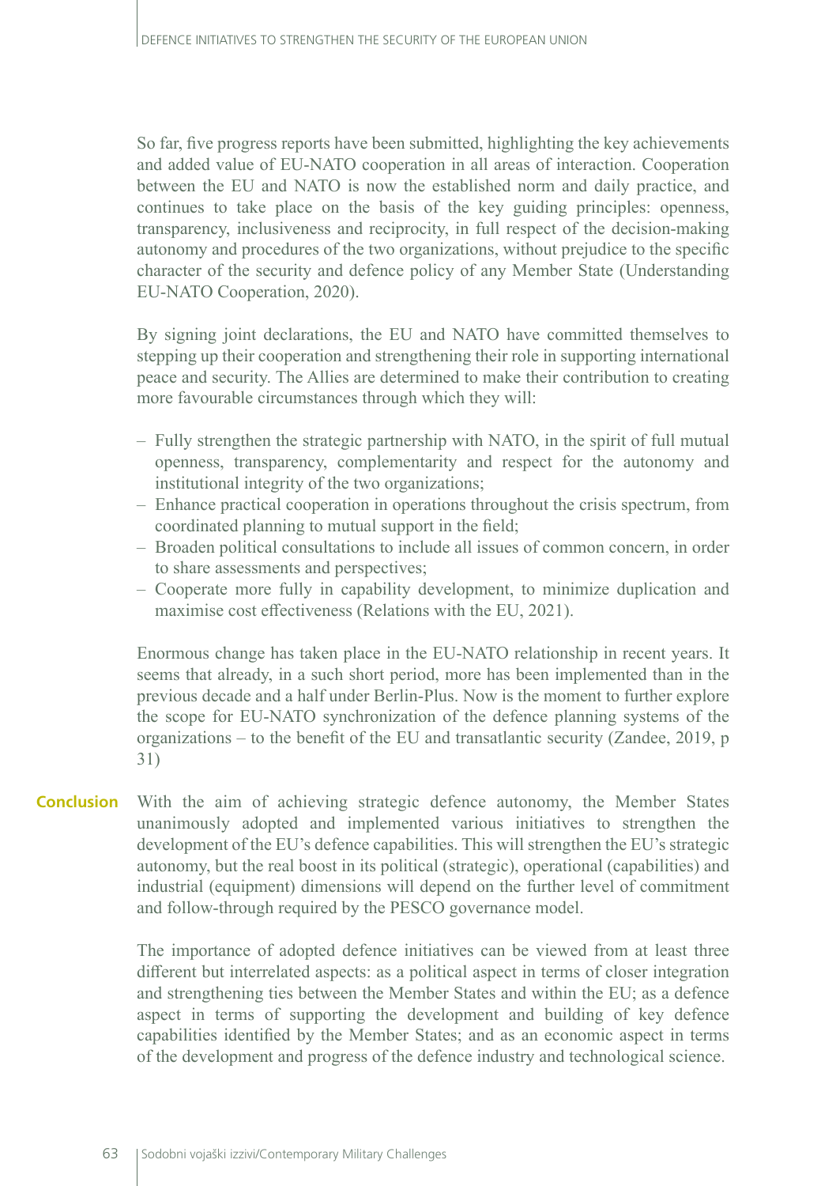So far, five progress reports have been submitted, highlighting the key achievements and added value of EU-NATO cooperation in all areas of interaction. Cooperation between the EU and NATO is now the established norm and daily practice, and continues to take place on the basis of the key guiding principles: openness, transparency, inclusiveness and reciprocity, in full respect of the decision-making autonomy and procedures of the two organizations, without prejudice to the specific character of the security and defence policy of any Member State (Understanding EU-NATO Cooperation, 2020).

By signing joint declarations, the EU and NATO have committed themselves to stepping up their cooperation and strengthening their role in supporting international peace and security. The Allies are determined to make their contribution to creating more favourable circumstances through which they will:

- Fully strengthen the strategic partnership with NATO, in the spirit of full mutual openness, transparency, complementarity and respect for the autonomy and institutional integrity of the two organizations;
- Enhance practical cooperation in operations throughout the crisis spectrum, from coordinated planning to mutual support in the field;
- Broaden political consultations to include all issues of common concern, in order to share assessments and perspectives;
- Cooperate more fully in capability development, to minimize duplication and maximise cost effectiveness (Relations with the EU, 2021).

Enormous change has taken place in the EU-NATO relationship in recent years. It seems that already, in a such short period, more has been implemented than in the previous decade and a half under Berlin-Plus. Now is the moment to further explore the scope for EU-NATO synchronization of the defence planning systems of the organizations – to the benefit of the EU and transatlantic security (Zandee, 2019, p 31)

## Conclusion

With the aim of achieving strategic defence autonomy, the Member States unanimously adopted and implemented various initiatives to strengthen the development of the EU's defence capabilities. This will strengthen the EU's strategic autonomy, but the real boost in its political (strategic), operational (capabilities) and industrial (equipment) dimensions will depend on the further level of commitment and follow-through required by the PESCO governance model.

The importance of adopted defence initiatives can be viewed from at least three different but interrelated aspects: as a political aspect in terms of closer integration and strengthening ties between the Member States and within the EU; as a defence aspect in terms of supporting the development and building of key defence capabilities identified by the Member States; and as an economic aspect in terms of the development and progress of the defence industry and technological science.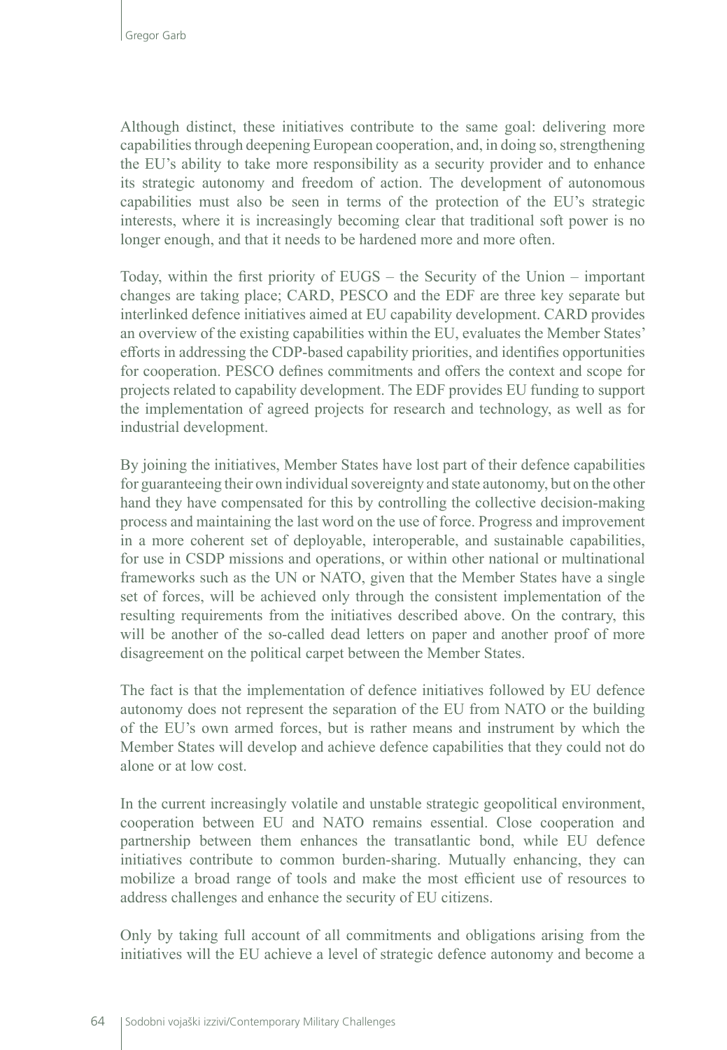Although distinct, these initiatives contribute to the same goal: delivering more capabilities through deepening European cooperation, and, in doing so, strengthening the EU's ability to take more responsibility as a security provider and to enhance its strategic autonomy and freedom of action. The development of autonomous capabilities must also be seen in terms of the protection of the EU's strategic interests, where it is increasingly becoming clear that traditional soft power is no longer enough, and that it needs to be hardened more and more often.

Today, within the first priority of EUGS – the Security of the Union – important changes are taking place; CARD, PESCO and the EDF are three key separate but interlinked defence initiatives aimed at EU capability development. CARD provides an overview of the existing capabilities within the EU, evaluates the Member States' efforts in addressing the CDP-based capability priorities, and identifies opportunities for cooperation. PESCO defines commitments and offers the context and scope for projects related to capability development. The EDF provides EU funding to support the implementation of agreed projects for research and technology, as well as for industrial development.

By joining the initiatives, Member States have lost part of their defence capabilities for guaranteeing their own individual sovereignty and state autonomy, but on the other hand they have compensated for this by controlling the collective decision-making process and maintaining the last word on the use of force. Progress and improvement in a more coherent set of deployable, interoperable, and sustainable capabilities, for use in CSDP missions and operations, or within other national or multinational frameworks such as the UN or NATO, given that the Member States have a single set of forces, will be achieved only through the consistent implementation of the resulting requirements from the initiatives described above. On the contrary, this will be another of the so-called dead letters on paper and another proof of more disagreement on the political carpet between the Member States.

The fact is that the implementation of defence initiatives followed by EU defence autonomy does not represent the separation of the EU from NATO or the building of the EU's own armed forces, but is rather means and instrument by which the Member States will develop and achieve defence capabilities that they could not do alone or at low cost.

In the current increasingly volatile and unstable strategic geopolitical environment, cooperation between EU and NATO remains essential. Close cooperation and partnership between them enhances the transatlantic bond, while EU defence initiatives contribute to common burden-sharing. Mutually enhancing, they can mobilize a broad range of tools and make the most efficient use of resources to address challenges and enhance the security of EU citizens.

Only by taking full account of all commitments and obligations arising from the initiatives will the EU achieve a level of strategic defence autonomy and become a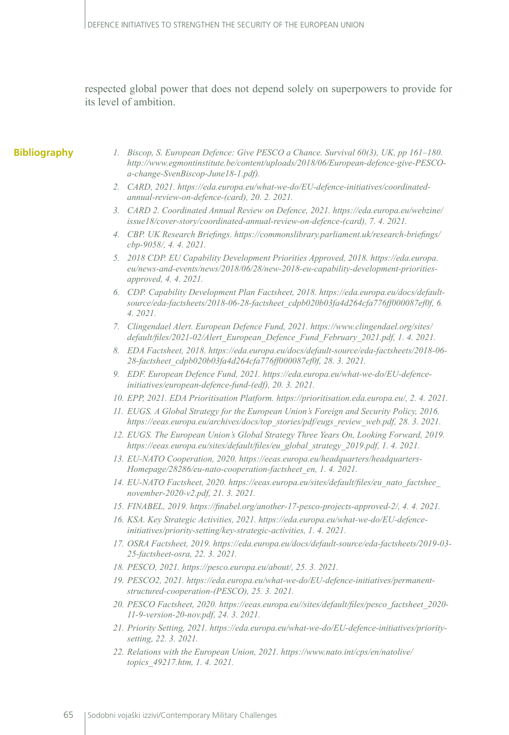respected global power that does not depend solely on superpowers to provide for its level of ambition.

## Bibliography

1. *Biscop, S. European Defence: Give PESCO a Chance. Survival 60(3), UK, pp 161–180. http://www.egmontinstitute.be/content/uploads/2018/06/European-defence-give-PESCO-a-change-SvenBiscop-June18-1.pdf).*
2. *CARD, 2021. https://eda.europa.eu/what-we-do/EU-defence-initiatives/coordinated-annual-review-on-defence-(card), 20. 2. 2021.*
3. *CARD 2. Coordinated Annual Review on Defence, 2021. https://eda.europa.eu/webzine/issue18/cover-story/coordinated-annual-review-on-defence-(card), 7. 4. 2021.*
4. *CBP. UK Research Briefings. https://commonslibrary.parliament.uk/research-briefings/cbp-9058/, 4. 4. 2021.*
5. *2018 CDP. EU Capability Development Priorities Approved, 2018. https://eda.europa.eu/news-and-events/news/2018/06/28/new-2018-eu-capability-development-priorities-approved, 4. 4. 2021.*
6. *CDP. Capability Development Plan Factsheet, 2018. https://eda.europa.eu/docs/default-source/eda-factsheets/2018-06-28-factsheet_cdpb020b03fa4d264cfa776ff000087ef0f, 6. 4. 2021.*
7. *Clingendael Alert. European Defence Fund, 2021. https://www.clingendael.org/sites/default/files/2021-02/Alert_European_Defence_Fund_February_2021.pdf, 1. 4. 2021.*
8. *EDA Factsheet, 2018. https://eda.europa.eu/docs/default-source/eda-factsheets/2018-06-28-factsheet_cdpb020b03fa4d264cfa776ff000087ef0f, 28. 3. 2021.*
9. *EDF. European Defence Fund, 2021. https://eda.europa.eu/what-we-do/EU-defence-initiatives/european-defence-fund-(edf), 20. 3. 2021.*
10. *EPP, 2021. EDA Prioritisation Platform. https://prioritisation.eda.europa.eu/, 2. 4. 2021.*
11. *EUGS. A Global Strategy for the European Union's Foreign and Security Policy, 2016. https://eeas.europa.eu/archives/docs/top_stories/pdf/eugs_review_web.pdf, 28. 3. 2021.*
12. *EUGS. The European Union's Global Strategy Three Years On, Looking Forward, 2019. https://eeas.europa.eu/sites/default/files/eu_global_strategy_2019.pdf, 1. 4. 2021.*
13. *EU-NATO Cooperation, 2020. https://eeas.europa.eu/headquarters/headquarters-Homepage/28286/eu-nato-cooperation-factsheet_en, 1. 4. 2021.*
14. *EU-NATO Factsheet, 2020. https://eeas.europa.eu/sites/default/files/eu_nato_factshee_november-2020-v2.pdf, 21. 3. 2021.*
15. *FINABEL, 2019. https://finabel.org/another-17-pesco-projects-approved-2/, 4. 4. 2021.*
16. *KSA. Key Strategic Activities, 2021. https://eda.europa.eu/what-we-do/EU-defence-initiatives/priority-setting/key-strategic-activities, 1. 4. 2021.*
17. *OSRA Factsheet, 2019. https://eda.europa.eu/docs/default-source/eda-factsheets/2019-03-25-factsheet-osra, 22. 3. 2021.*
18. *PESCO, 2021. https://pesco.europa.eu/about/, 25. 3. 2021.*
19. *PESCO2, 2021. https://eda.europa.eu/what-we-do/EU-defence-initiatives/permanent-structured-cooperation-(PESCO), 25. 3. 2021.*
20. *PESCO Factsheet, 2020. https://eeas.europa.eu//sites/default/files/pesco_factsheet_2020-11-9-version-20-nov.pdf, 24. 3. 2021.*
21. *Priority Setting, 2021. https://eda.europa.eu/what-we-do/EU-defence-initiatives/priority-setting, 22. 3. 2021.*
22. *Relations with the European Union, 2021. https://www.nato.int/cps/en/natolive/topics_49217.htm, 1. 4. 2021.*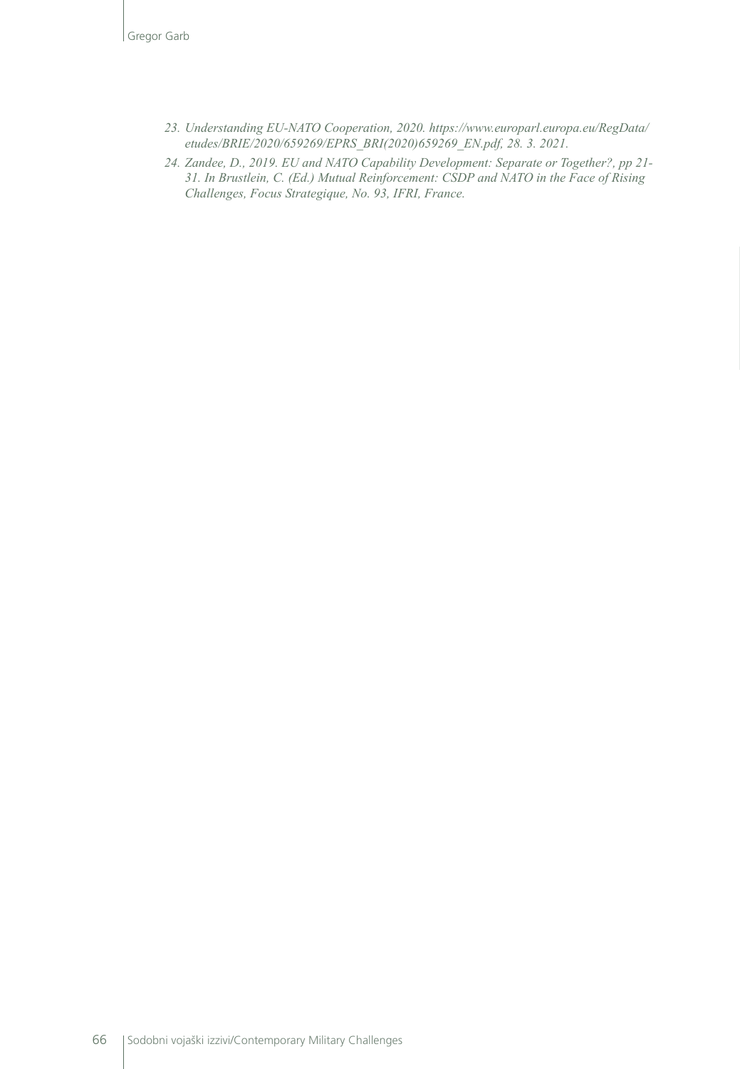23. *Understanding EU-NATO Cooperation, 2020. https://www.europarl.europa.eu/RegData/etudes/BRIE/2020/659269/EPRS_BRI(2020)659269_EN.pdf, 28. 3. 2021.*
24. *Zandee, D., 2019. EU and NATO Capability Development: Separate or Together?, pp 21-31. In Brustlein, C. (Ed.) Mutual Reinforcement: CSDP and NATO in the Face of Rising Challenges, Focus Strategique, No. 93, IFRI, France.*